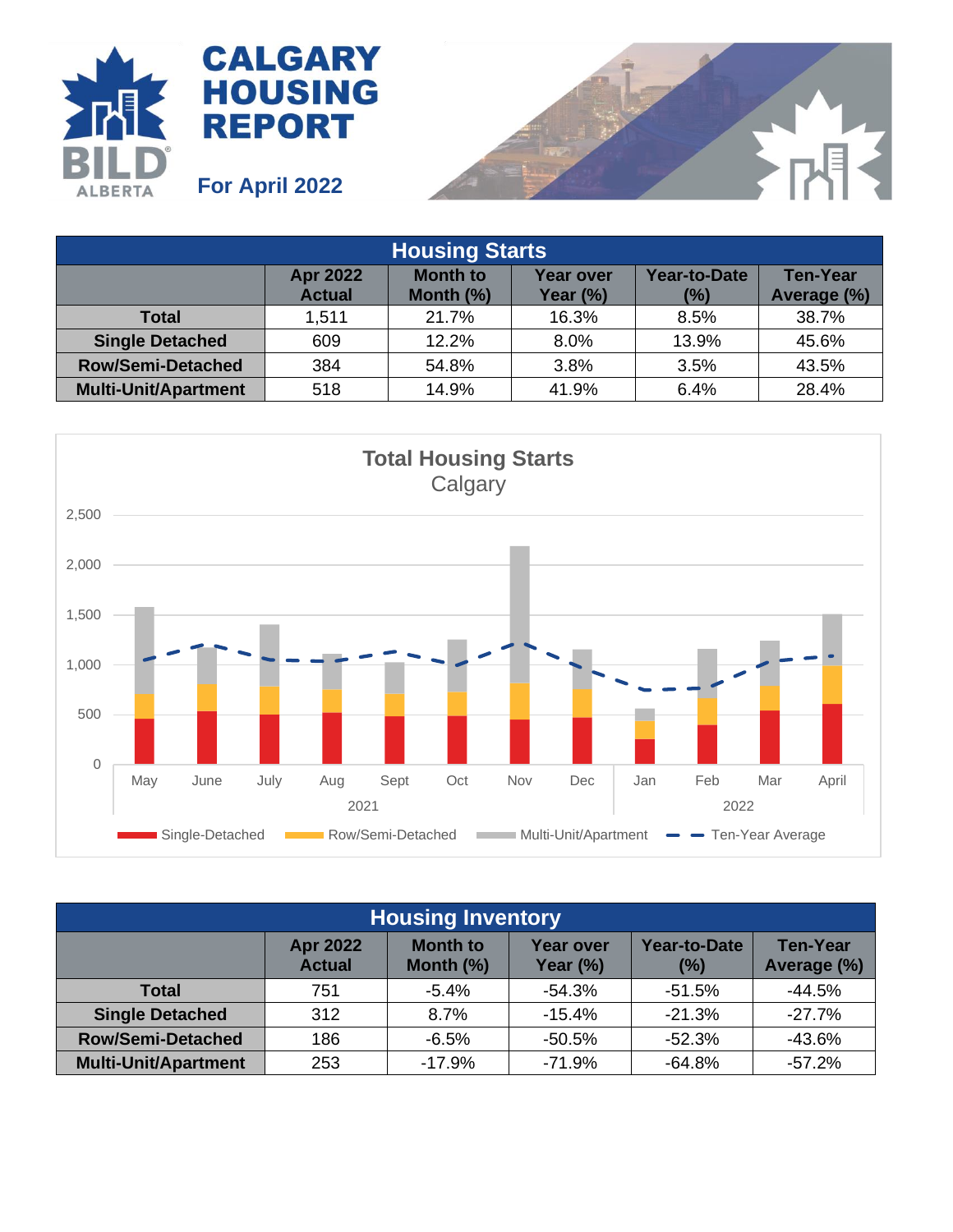# CALGARY HOUSING REPORT

BILD ALBERTA

**For April 2022**

| Housing Starts | | | | | |
|---|---|---|---|---|---|
| | Apr 2022 Actual | Month to Month (%) | Year over Year (%) | Year-to-Date (%) | Ten-Year Average (%) |
| **Total** | 1,511 | 21.7% | 16.3% | 8.5% | 38.7% |
| **Single Detached** | 609 | 12.2% | 8.0% | 13.9% | 45.6% |
| **Row/Semi-Detached** | 384 | 54.8% | 3.8% | 3.5% | 43.5% |
| **Multi-Unit/Apartment** | 518 | 14.9% | 41.9% | 6.4% | 28.4% |

**Total Housing Starts**
Calgary

Legend: Single-Detached, Row/Semi-Detached, Multi-Unit/Apartment, Ten-Year Average

Months: May, June, July, Aug, Sept, Oct, Nov, Dec (2021); Jan, Feb, Mar, April (2022)

| Housing Inventory | | | | | |
|---|---|---|---|---|---|
| | Apr 2022 Actual | Month to Month (%) | Year over Year (%) | Year-to-Date (%) | Ten-Year Average (%) |
| **Total** | 751 | -5.4% | -54.3% | -51.5% | -44.5% |
| **Single Detached** | 312 | 8.7% | -15.4% | -21.3% | -27.7% |
| **Row/Semi-Detached** | 186 | -6.5% | -50.5% | -52.3% | -43.6% |
| **Multi-Unit/Apartment** | 253 | -17.9% | -71.9% | -64.8% | -57.2% |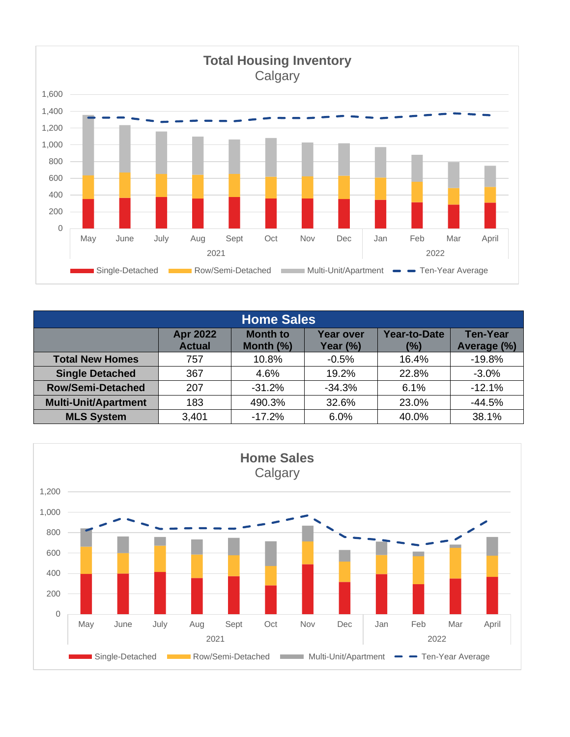## Total Housing Inventory
Calgary

## Home Sales

| | Apr 2022 Actual | Month to Month (%) | Year over Year (%) | Year-to-Date (%) | Ten-Year Average (%) |
|---|---|---|---|---|---|
| **Total New Homes** | 757 | 10.8% | -0.5% | 16.4% | -19.8% |
| **Single Detached** | 367 | 4.6% | 19.2% | 22.8% | -3.0% |
| **Row/Semi-Detached** | 207 | -31.2% | -34.3% | 6.1% | -12.1% |
| **Multi-Unit/Apartment** | 183 | 490.3% | 32.6% | 23.0% | -44.5% |
| **MLS System** | 3,401 | -17.2% | 6.0% | 40.0% | 38.1% |

## Home Sales
Calgary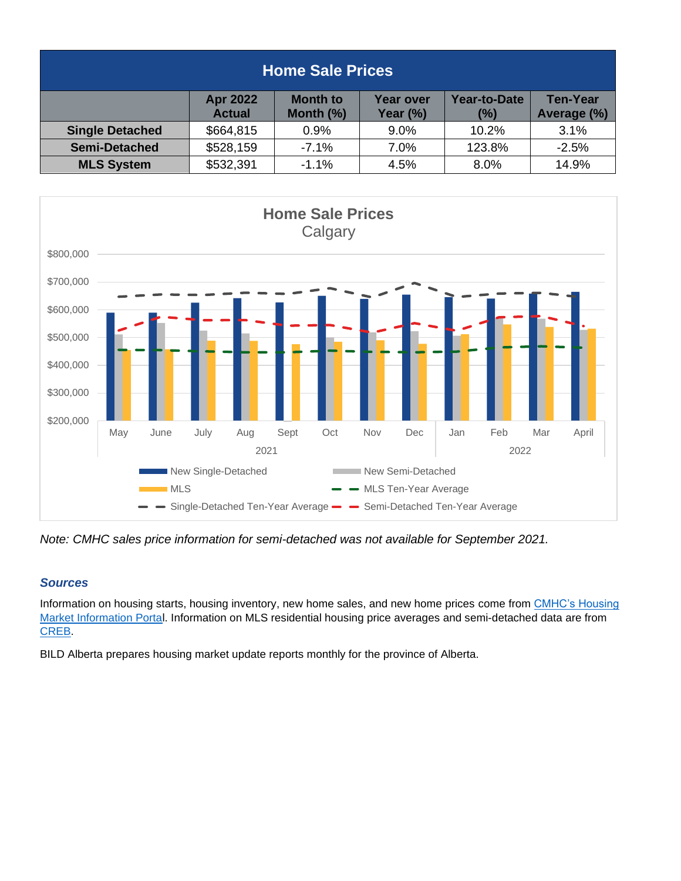## Home Sale Prices

| | Apr 2022 Actual | Month to Month (%) | Year over Year (%) | Year-to-Date (%) | Ten-Year Average (%) |
|---|---|---|---|---|---|
| **Single Detached** | $664,815 | 0.9% | 9.0% | 10.2% | 3.1% |
| **Semi-Detached** | $528,159 | -7.1% | 7.0% | 123.8% | -2.5% |
| **MLS System** | $532,391 | -1.1% | 4.5% | 8.0% | 14.9% |

Home Sale Prices
Calgary

$800,000
$700,000
$600,000
$500,000
$400,000
$300,000
$200,000

May June July Aug Sept Oct Nov Dec Jan Feb Mar April
2021 2022

New Single-Detached
New Semi-Detached
MLS
MLS Ten-Year Average
Single-Detached Ten-Year Average
Semi-Detached Ten-Year Average

*Note: CMHC sales price information for semi-detached was not available for September 2021.*

### *Sources*

Information on housing starts, housing inventory, new home sales, and new home prices come from [CMHC's Housing Market Information Portal](). Information on MLS residential housing price averages and semi-detached data are from [CREB]().

BILD Alberta prepares housing market update reports monthly for the province of Alberta.